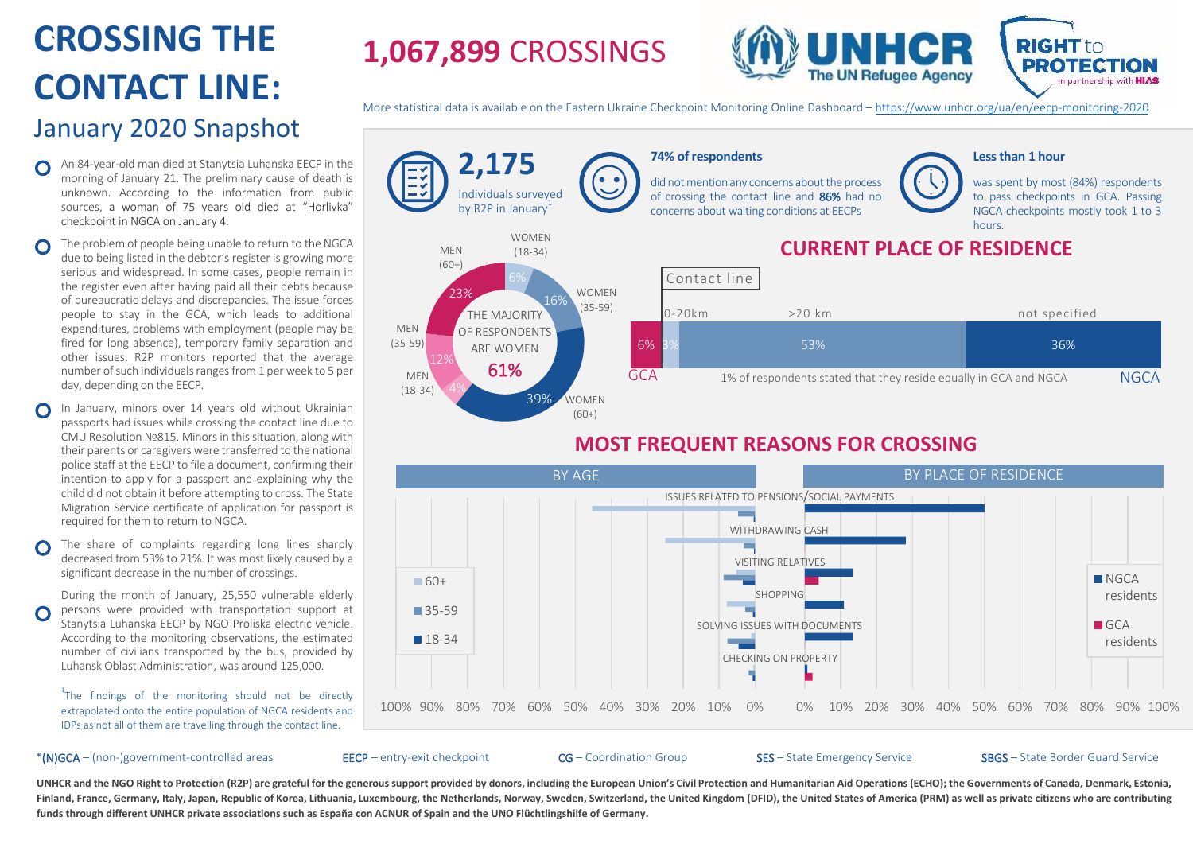# CROSSING THE CONTACT LINE:

## January 2020 Snapshot

# 1,067,899 CROSSINGS

UNHCR The UN Refugee Agency | RIGHT to PROTECTION in partnership with HIAS

More statistical data is available on the Eastern Ukraine Checkpoint Monitoring Online Dashboard – https://www.unhcr.org/ua/en/eecp-monitoring-2020

- An 84-year-old man died at Stanytsia Luhanska EECP in the morning of January 21. The preliminary cause of death is unknown. According to the information from public sources, a woman of 75 years old died at "Horlivka" checkpoint in NGCA on January 4.
- The problem of people being unable to return to the NGCA due to being listed in the debtor's register is growing more serious and widespread. In some cases, people remain in the register even after having paid all their debts because of bureaucratic delays and discrepancies. The issue forces people to stay in the GCA, which leads to additional expenditures, problems with employment (people may be fired for long absence), temporary family separation and other issues. R2P monitors reported that the average number of such individuals ranges from 1 per week to 5 per day, depending on the EECP.
- In January, minors over 14 years old without Ukrainian passports had issues while crossing the contact line due to CMU Resolution №815. Minors in this situation, along with their parents or caregivers were transferred to the national police staff at the EECP to file a document, confirming their intention to apply for a passport and explaining why the child did not obtain it before attempting to cross. The State Migration Service certificate of application for passport is required for them to return to NGCA.
- The share of complaints regarding long lines sharply decreased from 53% to 21%. It was most likely caused by a significant decrease in the number of crossings.
- During the month of January, 25,550 vulnerable elderly persons were provided with transportation support at Stanytsia Luhanska EECP by NGO Proliska electric vehicle. According to the monitoring observations, the estimated number of civilians transported by the bus, provided by Luhansk Oblast Administration, was around 125,000.

[1]The findings of the monitoring should not be directly extrapolated onto the entire population of NGCA residents and IDPs as not all of them are travelling through the contact line.

**2,175** Individuals surveyed by R2P in January[1]

**74% of respondents** did not mention any concerns about the process of crossing the contact line and **86%** had no concerns about waiting conditions at EECPs

**Less than 1 hour** was spent by most (84%) respondents to pass checkpoints in GCA. Passing NGCA checkpoints mostly took 1 to 3 hours.

THE MAJORITY OF RESPONDENTS ARE WOMEN **61%**

| Group | Share |
|---|---|
| WOMEN (18-34) | 6% |
| WOMEN (35-59) | 16% |
| WOMEN (60+) | 39% |
| MEN (18-34) | 4% |
| MEN (35-59) | 12% |
| MEN (60+) | 23% |

## CURRENT PLACE OF RESIDENCE

| GCA | Contact line 0-20km | >20 km | not specified (NGCA) |
|---|---|---|---|
| 6% | 3% | 53% | 36% |

1% of respondents stated that they reside equally in GCA and NGCA

## MOST FREQUENT REASONS FOR CROSSING

BY AGE (60+, 35-59, 18-34) | BY PLACE OF RESIDENCE (NGCA residents, GCA residents)

- ISSUES RELATED TO PENSIONS/SOCIAL PAYMENTS
- WITHDRAWING CASH
- VISITING RELATIVES
- SHOPPING
- SOLVING ISSUES WITH DOCUMENTS
- CHECKING ON PROPERTY

*(N)GCA – (non-)government-controlled areas | EECP – entry-exit checkpoint | CG – Coordination Group | SES – State Emergency Service | SBGS – State Border Guard Service

**UNHCR and the NGO Right to Protection (R2P) are grateful for the generous support provided by donors, including the European Union's Civil Protection and Humanitarian Aid Operations (ECHO); the Governments of Canada, Denmark, Estonia, Finland, France, Germany, Italy, Japan, Republic of Korea, Lithuania, Luxembourg, the Netherlands, Norway, Sweden, Switzerland, the United Kingdom (DFID), the United States of America (PRM) as well as private citizens who are contributing funds through different UNHCR private associations such as España con ACNUR of Spain and the UNO Flüchtlingshilfe of Germany.**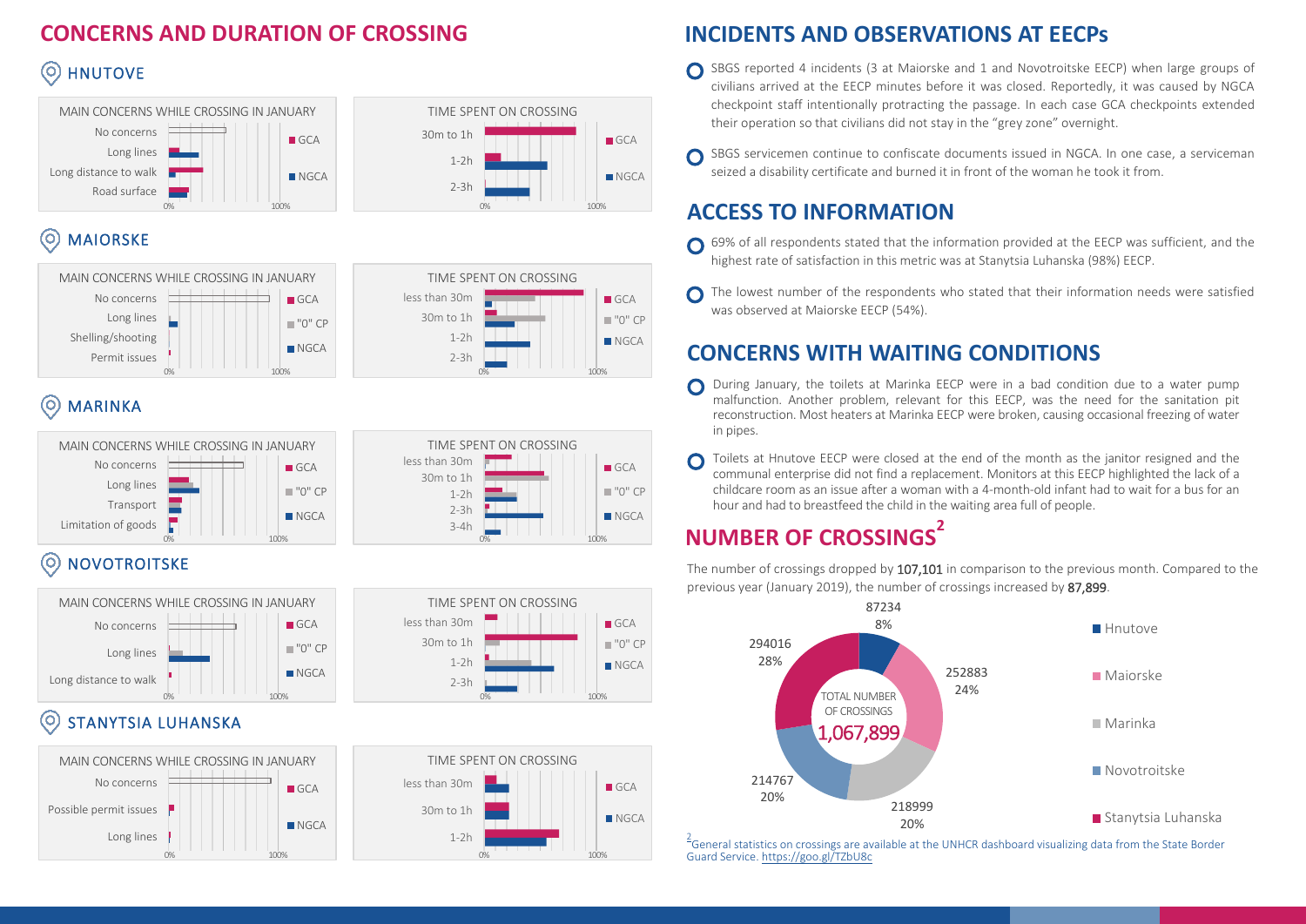# CONCERNS AND DURATION OF CROSSING

## HNUTOVE

MAIN CONCERNS WHILE CROSSING IN JANUARY

No concerns
Long lines
Long distance to walk
Road surface

0% 100%

GCA
NGCA

TIME SPENT ON CROSSING

30m to 1h
1-2h
2-3h

0% 100%

GCA
NGCA

## MAIORSKE

MAIN CONCERNS WHILE CROSSING IN JANUARY

No concerns
Long lines
Shelling/shooting
Permit issues

0% 100%

GCA
"0" CP
NGCA

TIME SPENT ON CROSSING

less than 30m
30m to 1h
1-2h
2-3h

0% 100%

GCA
"0" CP
NGCA

## MARINKA

MAIN CONCERNS WHILE CROSSING IN JANUARY

No concerns
Long lines
Transport
Limitation of goods

0% 100%

GCA
"0" CP
NGCA

TIME SPENT ON CROSSING

less than 30m
30m to 1h
1-2h
2-3h
3-4h

0% 100%

GCA
"0" CP
NGCA

## NOVOTROITSKE

MAIN CONCERNS WHILE CROSSING IN JANUARY

No concerns
Long lines
Long distance to walk

0% 100%

GCA
"0" CP
NGCA

TIME SPENT ON CROSSING

less than 30m
30m to 1h
1-2h
2-3h

0% 100%

GCA
"0" CP
NGCA

## STANYTSIA LUHANSKA

MAIN CONCERNS WHILE CROSSING IN JANUARY

No concerns
Possible permit issues
Long lines

0% 100%

GCA
NGCA

TIME SPENT ON CROSSING

less than 30m
30m to 1h
1-2h

0% 100%

GCA
NGCA

# INCIDENTS AND OBSERVATIONS AT EECPs

- SBGS reported 4 incidents (3 at Maiorske and 1 and Novotroitske EECP) when large groups of civilians arrived at the EECP minutes before it was closed. Reportedly, it was caused by NGCA checkpoint staff intentionally protracting the passage. In each case GCA checkpoints extended their operation so that civilians did not stay in the "grey zone" overnight.
- SBGS servicemen continue to confiscate documents issued in NGCA. In one case, a serviceman seized a disability certificate and burned it in front of the woman he took it from.

# ACCESS TO INFORMATION

- 69% of all respondents stated that the information provided at the EECP was sufficient, and the highest rate of satisfaction in this metric was at Stanytsia Luhanska (98%) EECP.
- The lowest number of the respondents who stated that their information needs were satisfied was observed at Maiorske EECP (54%).

# CONCERNS WITH WAITING CONDITIONS

- During January, the toilets at Marinka EECP were in a bad condition due to a water pump malfunction. Another problem, relevant for this EECP, was the need for the sanitation pit reconstruction. Most heaters at Marinka EECP were broken, causing occasional freezing of water in pipes.
- Toilets at Hnutove EECP were closed at the end of the month as the janitor resigned and the communal enterprise did not find a replacement. Monitors at this EECP highlighted the lack of a childcare room as an issue after a woman with a 4-month-old infant had to wait for a bus for an hour and had to breastfeed the child in the waiting area full of people.

# NUMBER OF CROSSINGS[2]

The number of crossings dropped by **107,101** in comparison to the previous month. Compared to the previous year (January 2019), the number of crossings increased by **87,899**.

TOTAL NUMBER OF CROSSINGS
1,067,899

87234
8%

252883
24%

218999
20%

214767
20%

294016
28%

Hnutove
Maiorske
Marinka
Novotroitske
Stanytsia Luhanska

[2] General statistics on crossings are available at the UNHCR dashboard visualizing data from the State Border Guard Service. https://goo.gl/TZbU8c